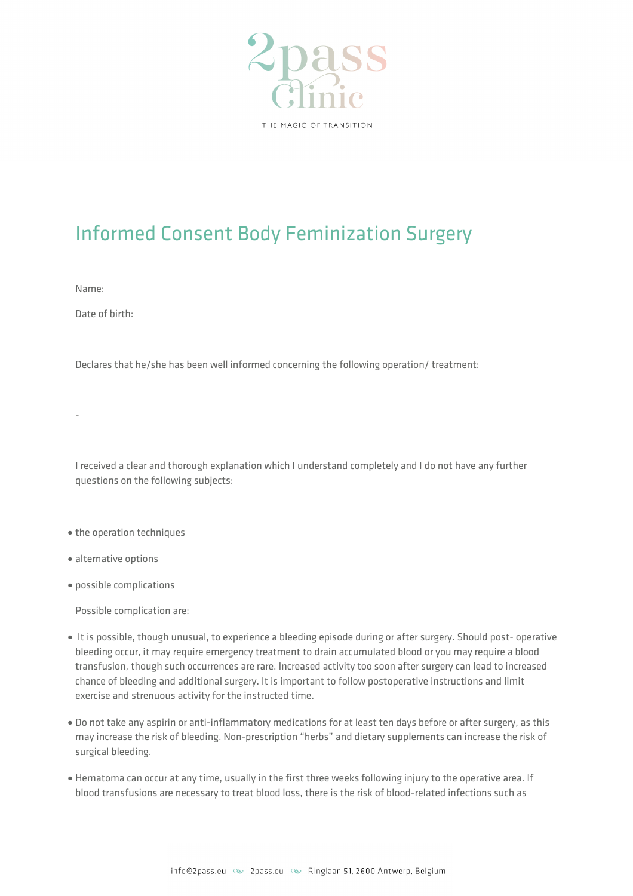2pass Clinic

THE MAGIC OF TRANSITION

# Informed Consent Body Feminization Surgery

Name:

Date of birth:

Declares that he/she has been well informed concerning the following operation/ treatment:

-

I received a clear and thorough explanation which I understand completely and I do not have any further questions on the following subjects:

- the operation techniques
- alternative options
- possible complications

Possible complication are:

- It is possible, though unusual, to experience a bleeding episode during or after surgery. Should post- operative bleeding occur, it may require emergency treatment to drain accumulated blood or you may require a blood transfusion, though such occurrences are rare. Increased activity too soon after surgery can lead to increased chance of bleeding and additional surgery. It is important to follow postoperative instructions and limit exercise and strenuous activity for the instructed time.
- Do not take any aspirin or anti-inflammatory medications for at least ten days before or after surgery, as this may increase the risk of bleeding. Non-prescription "herbs" and dietary supplements can increase the risk of surgical bleeding.
- Hematoma can occur at any time, usually in the first three weeks following injury to the operative area. If blood transfusions are necessary to treat blood loss, there is the risk of blood-related infections such as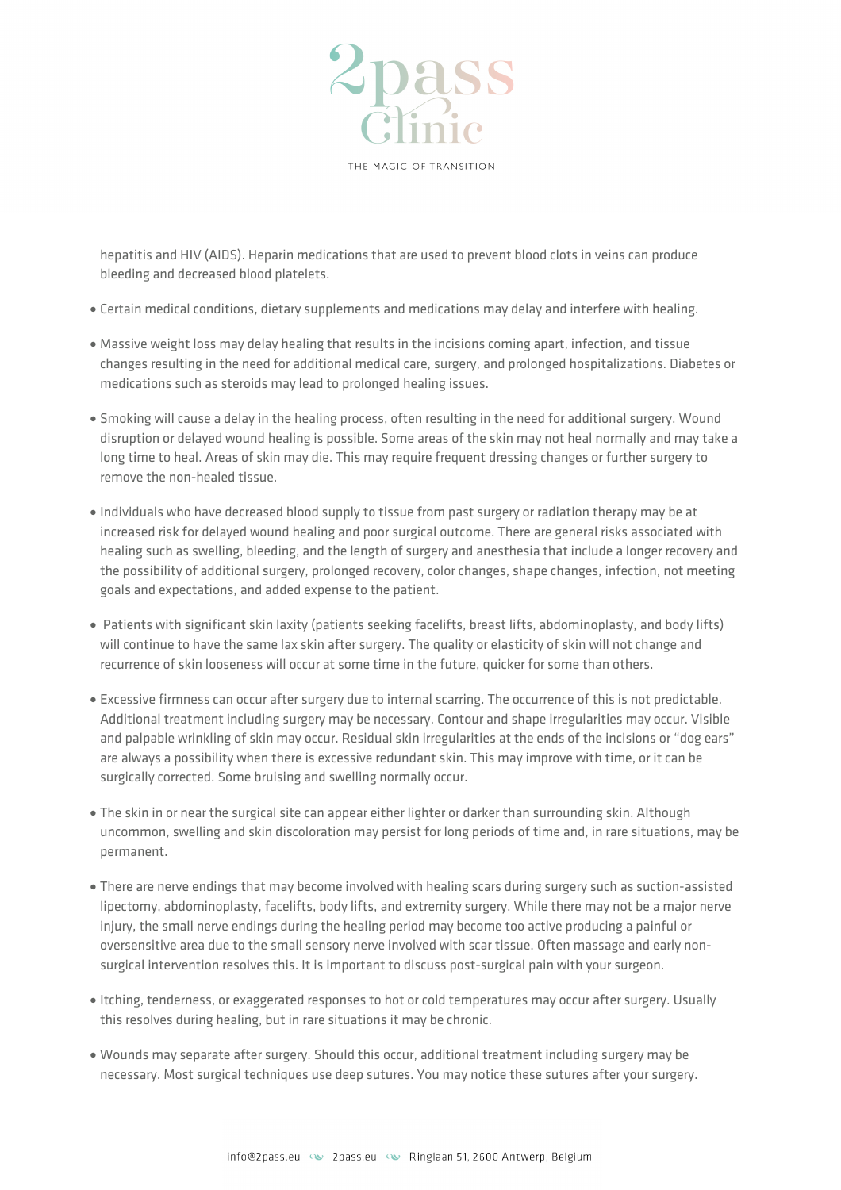hepatitis and HIV (AIDS). Heparin medications that are used to prevent blood clots in veins can produce bleeding and decreased blood platelets.

- Certain medical conditions, dietary supplements and medications may delay and interfere with healing.
- Massive weight loss may delay healing that results in the incisions coming apart, infection, and tissue changes resulting in the need for additional medical care, surgery, and prolonged hospitalizations. Diabetes or medications such as steroids may lead to prolonged healing issues.
- Smoking will cause a delay in the healing process, often resulting in the need for additional surgery. Wound disruption or delayed wound healing is possible. Some areas of the skin may not heal normally and may take a long time to heal. Areas of skin may die. This may require frequent dressing changes or further surgery to remove the non-healed tissue.
- Individuals who have decreased blood supply to tissue from past surgery or radiation therapy may be at increased risk for delayed wound healing and poor surgical outcome. There are general risks associated with healing such as swelling, bleeding, and the length of surgery and anesthesia that include a longer recovery and the possibility of additional surgery, prolonged recovery, color changes, shape changes, infection, not meeting goals and expectations, and added expense to the patient.
- Patients with significant skin laxity (patients seeking facelifts, breast lifts, abdominoplasty, and body lifts) will continue to have the same lax skin after surgery. The quality or elasticity of skin will not change and recurrence of skin looseness will occur at some time in the future, quicker for some than others.
- Excessive firmness can occur after surgery due to internal scarring. The occurrence of this is not predictable. Additional treatment including surgery may be necessary. Contour and shape irregularities may occur. Visible and palpable wrinkling of skin may occur. Residual skin irregularities at the ends of the incisions or "dog ears" are always a possibility when there is excessive redundant skin. This may improve with time, or it can be surgically corrected. Some bruising and swelling normally occur.
- The skin in or near the surgical site can appear either lighter or darker than surrounding skin. Although uncommon, swelling and skin discoloration may persist for long periods of time and, in rare situations, may be permanent.
- There are nerve endings that may become involved with healing scars during surgery such as suction-assisted lipectomy, abdominoplasty, facelifts, body lifts, and extremity surgery. While there may not be a major nerve injury, the small nerve endings during the healing period may become too active producing a painful or oversensitive area due to the small sensory nerve involved with scar tissue. Often massage and early non-surgical intervention resolves this. It is important to discuss post-surgical pain with your surgeon.
- Itching, tenderness, or exaggerated responses to hot or cold temperatures may occur after surgery. Usually this resolves during healing, but in rare situations it may be chronic.
- Wounds may separate after surgery. Should this occur, additional treatment including surgery may be necessary. Most surgical techniques use deep sutures. You may notice these sutures after your surgery.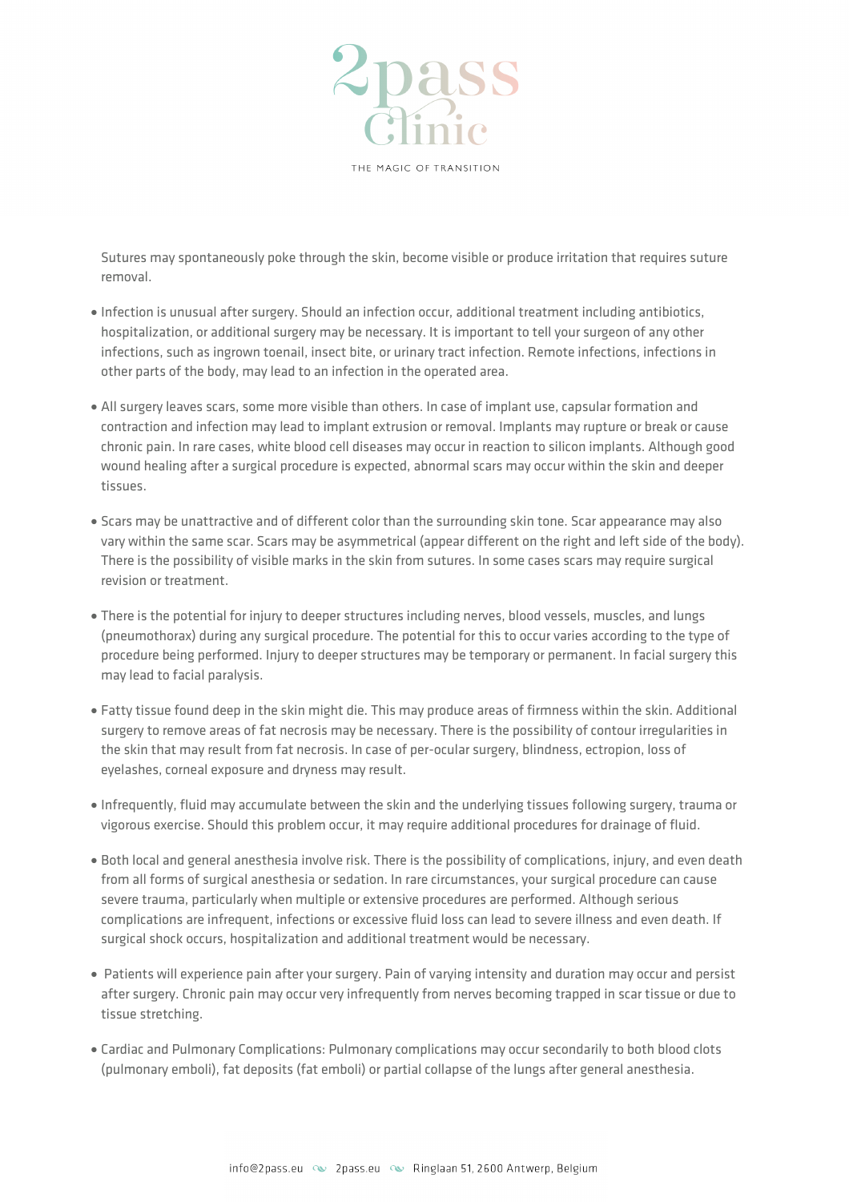Sutures may spontaneously poke through the skin, become visible or produce irritation that requires suture removal.

- Infection is unusual after surgery. Should an infection occur, additional treatment including antibiotics, hospitalization, or additional surgery may be necessary. It is important to tell your surgeon of any other infections, such as ingrown toenail, insect bite, or urinary tract infection. Remote infections, infections in other parts of the body, may lead to an infection in the operated area.

- All surgery leaves scars, some more visible than others. In case of implant use, capsular formation and contraction and infection may lead to implant extrusion or removal. Implants may rupture or break or cause chronic pain. In rare cases, white blood cell diseases may occur in reaction to silicon implants. Although good wound healing after a surgical procedure is expected, abnormal scars may occur within the skin and deeper tissues.

- Scars may be unattractive and of different color than the surrounding skin tone. Scar appearance may also vary within the same scar. Scars may be asymmetrical (appear different on the right and left side of the body). There is the possibility of visible marks in the skin from sutures. In some cases scars may require surgical revision or treatment.

- There is the potential for injury to deeper structures including nerves, blood vessels, muscles, and lungs (pneumothorax) during any surgical procedure. The potential for this to occur varies according to the type of procedure being performed. Injury to deeper structures may be temporary or permanent. In facial surgery this may lead to facial paralysis.

- Fatty tissue found deep in the skin might die. This may produce areas of firmness within the skin. Additional surgery to remove areas of fat necrosis may be necessary. There is the possibility of contour irregularities in the skin that may result from fat necrosis. In case of per-ocular surgery, blindness, ectropion, loss of eyelashes, corneal exposure and dryness may result.

- Infrequently, fluid may accumulate between the skin and the underlying tissues following surgery, trauma or vigorous exercise. Should this problem occur, it may require additional procedures for drainage of fluid.

- Both local and general anesthesia involve risk. There is the possibility of complications, injury, and even death from all forms of surgical anesthesia or sedation. In rare circumstances, your surgical procedure can cause severe trauma, particularly when multiple or extensive procedures are performed. Although serious complications are infrequent, infections or excessive fluid loss can lead to severe illness and even death. If surgical shock occurs, hospitalization and additional treatment would be necessary.

- Patients will experience pain after your surgery. Pain of varying intensity and duration may occur and persist after surgery. Chronic pain may occur very infrequently from nerves becoming trapped in scar tissue or due to tissue stretching.

- Cardiac and Pulmonary Complications: Pulmonary complications may occur secondarily to both blood clots (pulmonary emboli), fat deposits (fat emboli) or partial collapse of the lungs after general anesthesia.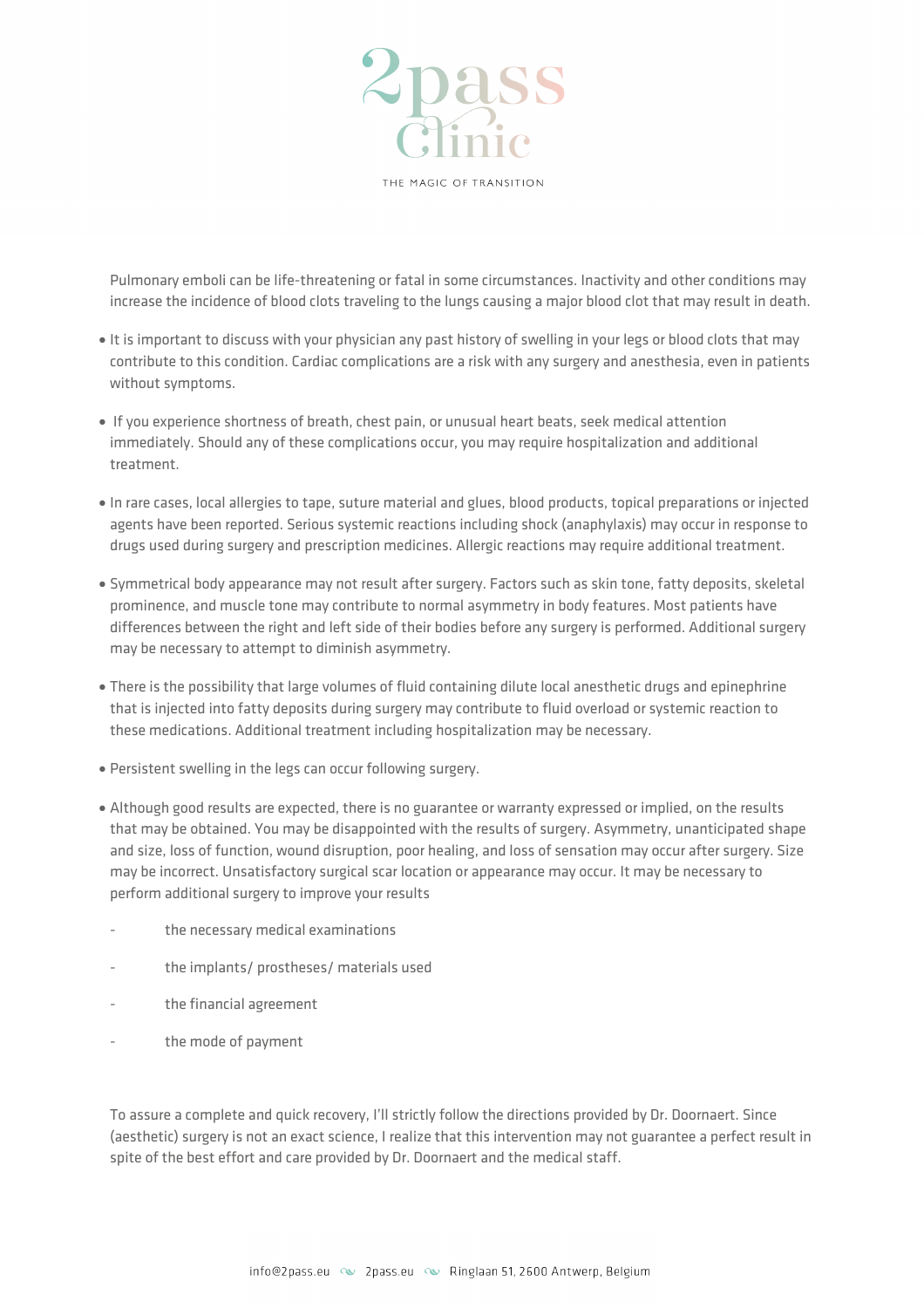Pulmonary emboli can be life-threatening or fatal in some circumstances. Inactivity and other conditions may increase the incidence of blood clots traveling to the lungs causing a major blood clot that may result in death.

- It is important to discuss with your physician any past history of swelling in your legs or blood clots that may contribute to this condition. Cardiac complications are a risk with any surgery and anesthesia, even in patients without symptoms.

- If you experience shortness of breath, chest pain, or unusual heart beats, seek medical attention immediately. Should any of these complications occur, you may require hospitalization and additional treatment.

- In rare cases, local allergies to tape, suture material and glues, blood products, topical preparations or injected agents have been reported. Serious systemic reactions including shock (anaphylaxis) may occur in response to drugs used during surgery and prescription medicines. Allergic reactions may require additional treatment.

- Symmetrical body appearance may not result after surgery. Factors such as skin tone, fatty deposits, skeletal prominence, and muscle tone may contribute to normal asymmetry in body features. Most patients have differences between the right and left side of their bodies before any surgery is performed. Additional surgery may be necessary to attempt to diminish asymmetry.

- There is the possibility that large volumes of fluid containing dilute local anesthetic drugs and epinephrine that is injected into fatty deposits during surgery may contribute to fluid overload or systemic reaction to these medications. Additional treatment including hospitalization may be necessary.

- Persistent swelling in the legs can occur following surgery.

- Although good results are expected, there is no guarantee or warranty expressed or implied, on the results that may be obtained. You may be disappointed with the results of surgery. Asymmetry, unanticipated shape and size, loss of function, wound disruption, poor healing, and loss of sensation may occur after surgery. Size may be incorrect. Unsatisfactory surgical scar location or appearance may occur. It may be necessary to perform additional surgery to improve your results

- the necessary medical examinations
- the implants/ prostheses/ materials used
- the financial agreement
- the mode of payment

To assure a complete and quick recovery, I'll strictly follow the directions provided by Dr. Doornaert. Since (aesthetic) surgery is not an exact science, I realize that this intervention may not guarantee a perfect result in spite of the best effort and care provided by Dr. Doornaert and the medical staff.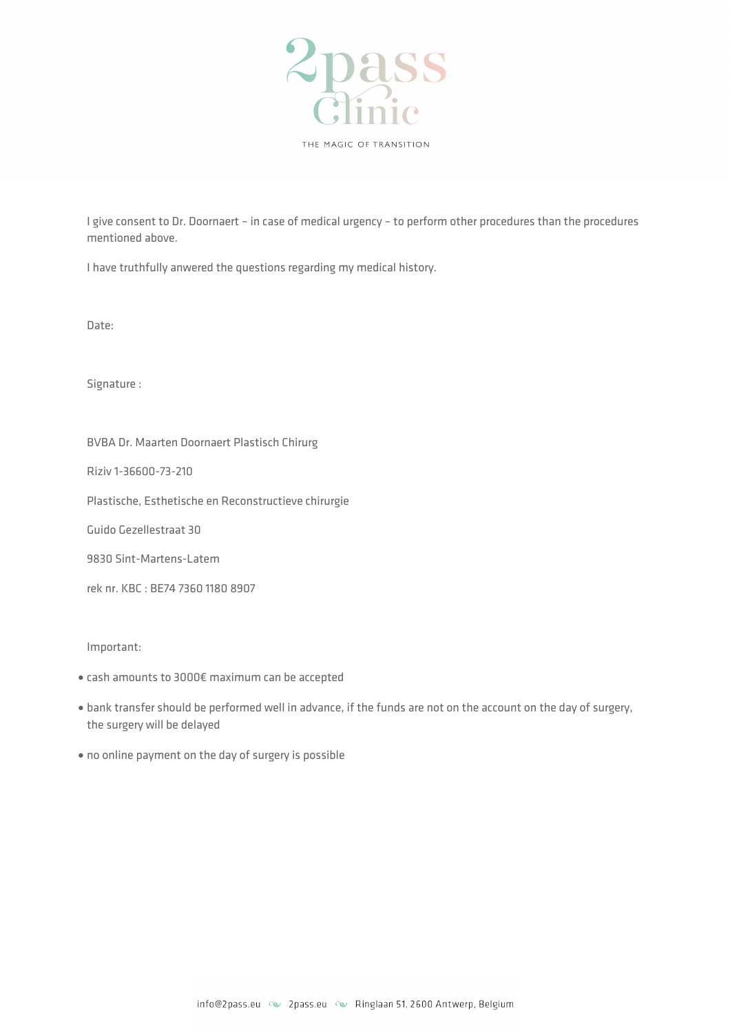I give consent to Dr. Doornaert – in case of medical urgency – to perform other procedures than the procedures mentioned above.

I have truthfully anwered the questions regarding my medical history.

Date:

Signature :

BVBA Dr. Maarten Doornaert Plastisch Chirurg

Riziv 1-36600-73-210

Plastische, Esthetische en Reconstructieve chirurgie

Guido Gezellestraat 30

9830 Sint-Martens-Latem

rek nr. KBC : BE74 7360 1180 8907

Important:

- cash amounts to 3000€ maximum can be accepted
- bank transfer should be performed well in advance, if the funds are not on the account on the day of surgery, the surgery will be delayed
- no online payment on the day of surgery is possible